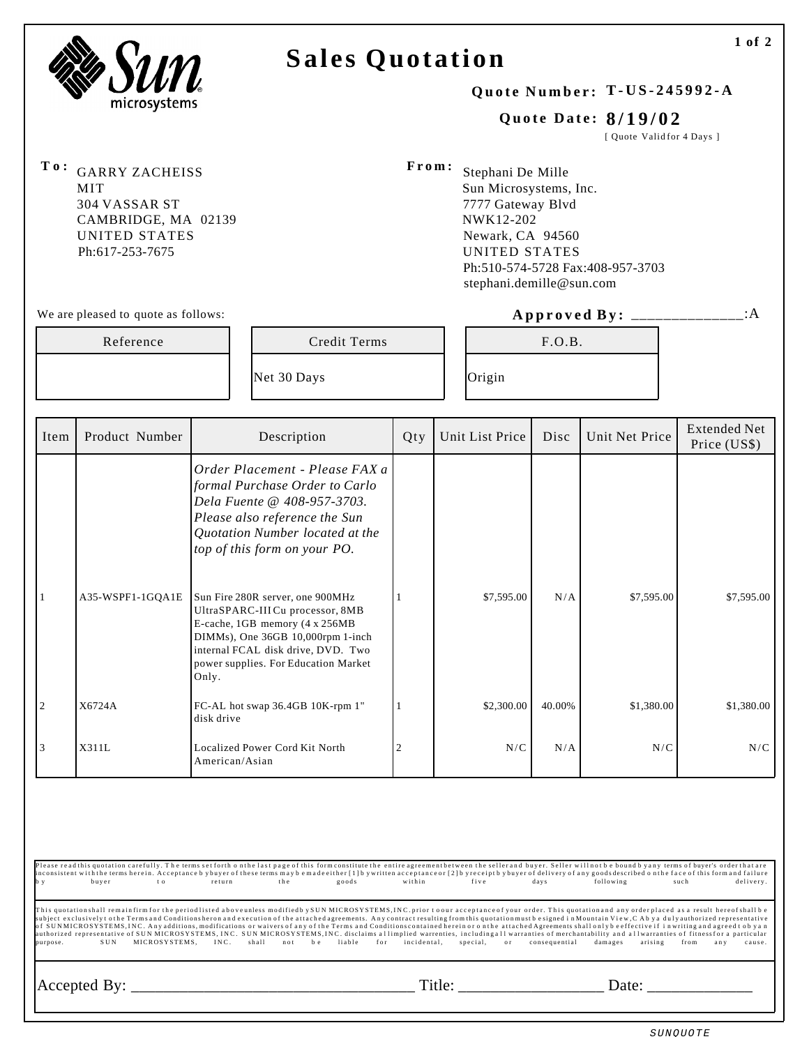Sun microsystems

# Sales Quotation

**Quote Number: T-US-245992-A**

**Quote Date: 8/19/02**

[ Quote Valid for 4 Days ]

**To:**
GARRY ZACHEISS
MIT
304 VASSAR ST
CAMBRIDGE, MA 02139
UNITED STATES
Ph:617-253-7675

**From:**
Stephani De Mille
Sun Microsystems, Inc.
7777 Gateway Blvd
NWK12-202
Newark, CA 94560
UNITED STATES
Ph:510-574-5728 Fax:408-957-3703
stephani.demille@sun.com

We are pleased to quote as follows:

**Approved By:** ______________:A

| Reference | Credit Terms | F.O.B. |
|---|---|---|
| | Net 30 Days | Origin |

| Item | Product Number | Description | Qty | Unit List Price | Disc | Unit Net Price | Extended Net Price (US$) |
|---|---|---|---|---|---|---|---|
| | | *Order Placement - Please FAX a formal Purchase Order to Carlo Dela Fuente @ 408-957-3703. Please also reference the Sun Quotation Number located at the top of this form on your PO.* | | | | | |
| 1 | A35-WSPF1-1GQA1E | Sun Fire 280R server, one 900MHz UltraSPARC-III Cu processor, 8MB E-cache, 1GB memory (4 x 256MB DIMMs), One 36GB 10,000rpm 1-inch internal FCAL disk drive, DVD. Two power supplies. For Education Market Only. | 1 | $7,595.00 | N/A | $7,595.00 | $7,595.00 |
| 2 | X6724A | FC-AL hot swap 36.4GB 10K-rpm 1" disk drive | 1 | $2,300.00 | 40.00% | $1,380.00 | $1,380.00 |
| 3 | X311L | Localized Power Cord Kit North American/Asian | 2 | N/C | N/A | N/C | N/C |

Please read this quotation carefully. The terms set forth on the last page of this form constitute the entire agreement between the seller and buyer. Seller will not be bound by any terms of buyer's order that are inconsistent with the terms herein. Acceptance by buyer of these terms may be made either [1] by written acceptance or [2] by receipt by buyer of delivery of any goods described on the face of this form and failure by buyer to return the goods within five days following such delivery.

This quotation shall remain firm for the period listed above unless modified by SUN MICROSYSTEMS, INC. prior to our acceptance of your order. This quotation and any order placed as a result hereof shall be subject exclusively to the Terms and Conditions hereon and execution of the attached agreements. Any contract resulting from this quotation must be signed in Mountain View, CA by a duly authorized representative of SUN MICROSYSTEMS, INC. Any additions, modifications or waivers of any of the Terms and Conditions contained herein or on the attached Agreements shall only be effective if in writing and agreed to by an authorized representative of SUN MICROSYSTEMS, INC. SUN MICROSYSTEMS, INC. disclaims all implied warrenties, including all warranties of merchantability and all warranties of fitness for a particular purpose. SUN MICROSYSTEMS, INC. shall not be liable for incidental, special, or consequential damages arising from any cause.

Accepted By: ____________________________________ Title: __________________ Date: _____________

SUNQUOTE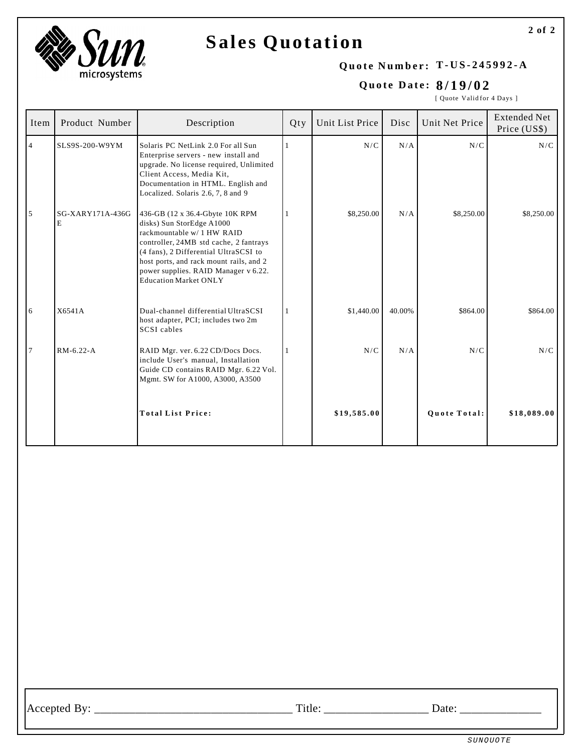# Sales Quotation

**Quote Number: T-US-245992-A**

**Quote Date: 8/19/02**

[ Quote Valid for 4 Days ]

| Item | Product Number | Description | Qty | Unit List Price | Disc | Unit Net Price | Extended Net Price (US$) |
|---|---|---|---|---|---|---|---|
| 4 | SLS9S-200-W9YM | Solaris PC NetLink 2.0 For all Sun Enterprise servers - new install and upgrade. No license required, Unlimited Client Access, Media Kit, Documentation in HTML. English and Localized. Solaris 2.6, 7, 8 and 9 | 1 | N/C | N/A | N/C | N/C |
| 5 | SG-XARY171A-436GE | 436-GB (12 x 36.4-Gbyte 10K RPM disks) Sun StorEdge A1000 rackmountable w/ 1 HW RAID controller, 24MB std cache, 2 fantrays (4 fans), 2 Differential UltraSCSI to host ports, and rack mount rails, and 2 power supplies. RAID Manager v 6.22. Education Market ONLY | 1 | $8,250.00 | N/A | $8,250.00 | $8,250.00 |
| 6 | X6541A | Dual-channel differential UltraSCSI host adapter, PCI; includes two 2m SCSI cables | 1 | $1,440.00 | 40.00% | $864.00 | $864.00 |
| 7 | RM-6.22-A | RAID Mgr. ver. 6.22 CD/Docs Docs. include User's manual, Installation Guide CD contains RAID Mgr. 6.22 Vol. Mgmt. SW for A1000, A3000, A3500 | 1 | N/C | N/A | N/C | N/C |
| | | **Total List Price:** | | **$19,585.00** | | **Quote Total:** | **$18,089.00** |

Accepted By: ________________________________ Title: _________________ Date: _____________

SUNQUOTE